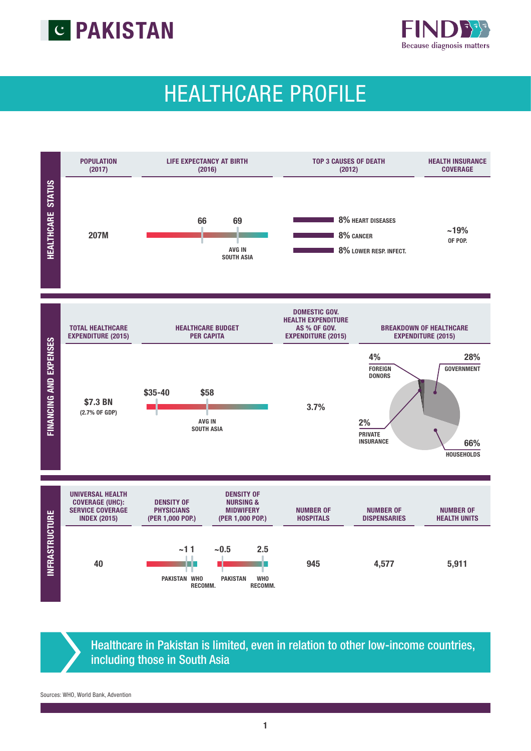# PAKISTAN

FIND Because diagnosis matters

## HEALTHCARE PROFILE

### HEALTHCARE STATUS

**POPULATION (2017)**

207M

**LIFE EXPECTANCY AT BIRTH (2016)**

66

69

AVG IN SOUTH ASIA

**TOP 3 CAUSES OF DEATH (2012)**

8% HEART DISEASES

8% CANCER

8% LOWER RESP. INFECT.

**HEALTH INSURANCE COVERAGE**

~19% OF POP.

### FINANCING AND EXPENSES

**TOTAL HEALTHCARE EXPENDITURE (2015)**

$7.3 BN (2.7% OF GDP)

**HEALTHCARE BUDGET PER CAPITA**

$35-40

$58

AVG IN SOUTH ASIA

**DOMESTIC GOV. HEALTH EXPENDITURE AS % OF GOV. EXPENDITURE (2015)**

3.7%

**BREAKDOWN OF HEALTHCARE EXPENDITURE (2015)**

4% FOREIGN DONORS

28% GOVERNMENT

2% PRIVATE INSURANCE

66% HOUSEHOLDS

### INFRASTRUCTURE

**UNIVERSAL HEALTH COVERAGE (UHC): SERVICE COVERAGE INDEX (2015)**

40

**DENSITY OF PHYSICIANS (PER 1,000 POP.)**

~1

1

PAKISTAN

WHO RECOMM.

**DENSITY OF NURSING & MIDWIFERY (PER 1,000 POP.)**

~0.5

2.5

PAKISTAN

WHO RECOMM.

**NUMBER OF HOSPITALS**

945

**NUMBER OF DISPENSARIES**

4,577

**NUMBER OF HEALTH UNITS**

5,911

Healthcare in Pakistan is limited, even in relation to other low-income countries, including those in South Asia

Sources: WHO, World Bank, Advention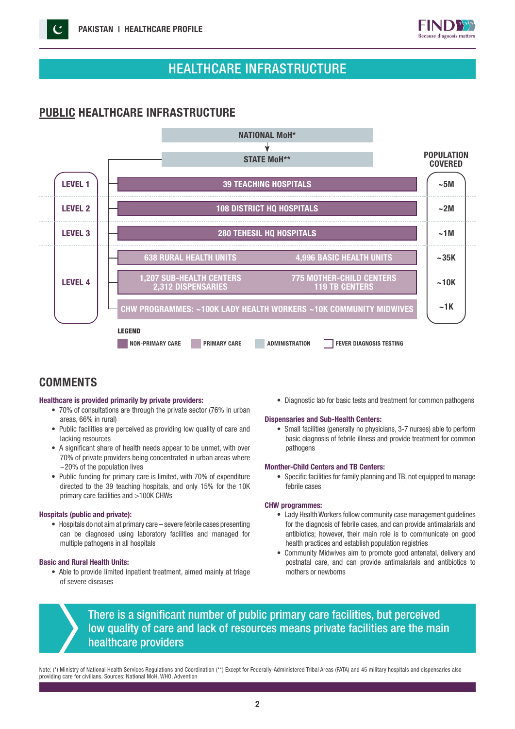# HEALTHCARE INFRASTRUCTURE

## PUBLIC HEALTHCARE INFRASTRUCTURE

NATIONAL MoH*

STATE MoH**

POPULATION COVERED

LEVEL 1 — 39 TEACHING HOSPITALS — ~5M

LEVEL 2 — 108 DISTRICT HQ HOSPITALS — ~2M

LEVEL 3 — 280 TEHESIL HQ HOSPITALS — ~1M

LEVEL 4
- 638 RURAL HEALTH UNITS / 4,996 BASIC HEALTH UNITS — ~35K
- 1,207 SUB-HEALTH CENTERS / 2,312 DISPENSARIES / 775 MOTHER-CHILD CENTERS / 119 TB CENTERS — ~10K
- CHW PROGRAMMES: ~100K LADY HEALTH WORKERS ~10K COMMUNITY MIDWIVES — ~1K

LEGEND: NON-PRIMARY CARE, PRIMARY CARE, ADMINISTRATION, FEVER DIAGNOSIS TESTING

## COMMENTS

**Healthcare is provided primarily by private providers:**

- 70% of consultations are through the private sector (76% in urban areas, 66% in rural)
- Public facilities are perceived as providing low quality of care and lacking resources
- A significant share of health needs appear to be unmet, with over 70% of private providers being concentrated in urban areas where ~20% of the population lives
- Public funding for primary care is limited, with 70% of expenditure directed to the 39 teaching hospitals, and only 15% for the 10K primary care facilities and >100K CHWs

**Hospitals (public and private):**

- Hospitals do not aim at primary care – severe febrile cases presenting can be diagnosed using laboratory facilities and managed for multiple pathogens in all hospitals

**Basic and Rural Health Units:**

- Able to provide limited inpatient treatment, aimed mainly at triage of severe diseases
- Diagnostic lab for basic tests and treatment for common pathogens

**Dispensaries and Sub-Health Centers:**

- Small facilities (generally no physicians, 3-7 nurses) able to perform basic diagnosis of febrile illness and provide treatment for common pathogens

**Monther-Child Centers and TB Centers:**

- Specific facilities for family planning and TB, not equipped to manage febrile cases

**CHW programmes:**

- Lady Health Workers follow community case management guidelines for the diagnosis of febrile cases, and can provide antimalarials and antibiotics; however, their main role is to communicate on good health practices and establish population registries
- Community Midwives aim to promote good antenatal, delivery and postnatal care, and can provide antimalarials and antibiotics to mothers or newborns

**There is a significant number of public primary care facilities, but perceived low quality of care and lack of resources means private facilities are the main healthcare providers**

Note: (*) Ministry of National Health Services Regulations and Coordination (**) Except for Federally-Administered Tribal Areas (FATA) and 45 military hospitals and dispensaries also providing care for civilians. Sources: National MoH, WHO, Advention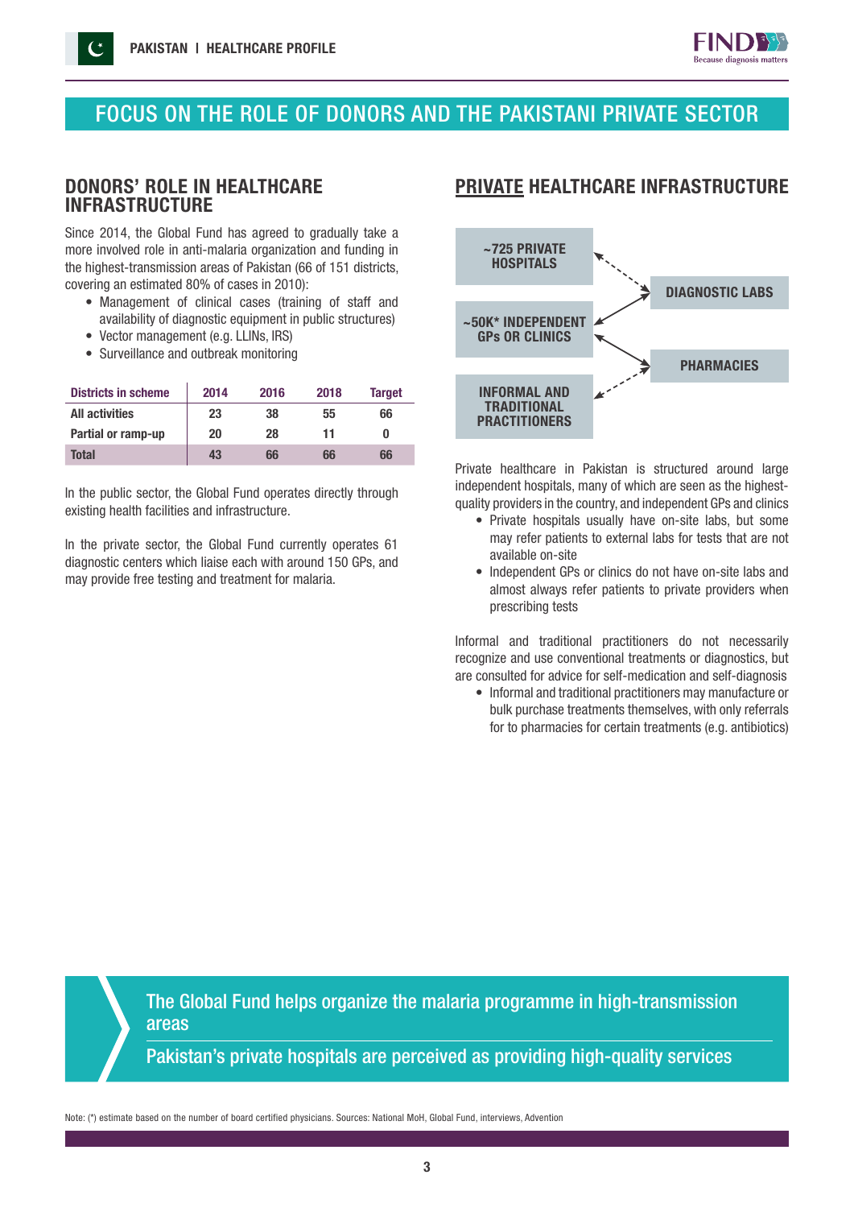# FOCUS ON THE ROLE OF DONORS AND THE PAKISTANI PRIVATE SECTOR

## DONORS' ROLE IN HEALTHCARE INFRASTRUCTURE

Since 2014, the Global Fund has agreed to gradually take a more involved role in anti-malaria organization and funding in the highest-transmission areas of Pakistan (66 of 151 districts, covering an estimated 80% of cases in 2010):

- Management of clinical cases (training of staff and availability of diagnostic equipment in public structures)
- Vector management (e.g. LLINs, IRS)
- Surveillance and outbreak monitoring

| Districts in scheme | 2014 | 2016 | 2018 | Target |
|---|---|---|---|---|
| All activities | 23 | 38 | 55 | 66 |
| Partial or ramp-up | 20 | 28 | 11 | 0 |
| Total | 43 | 66 | 66 | 66 |

In the public sector, the Global Fund operates directly through existing health facilities and infrastructure.

In the private sector, the Global Fund currently operates 61 diagnostic centers which liaise each with around 150 GPs, and may provide free testing and treatment for malaria.

## PRIVATE HEALTHCARE INFRASTRUCTURE

~725 PRIVATE HOSPITALS

~50K* INDEPENDENT GPs OR CLINICS

INFORMAL AND TRADITIONAL PRACTITIONERS

DIAGNOSTIC LABS

PHARMACIES

Private healthcare in Pakistan is structured around large independent hospitals, many of which are seen as the highest-quality providers in the country, and independent GPs and clinics

- Private hospitals usually have on-site labs, but some may refer patients to external labs for tests that are not available on-site
- Independent GPs or clinics do not have on-site labs and almost always refer patients to private providers when prescribing tests

Informal and traditional practitioners do not necessarily recognize and use conventional treatments or diagnostics, but are consulted for advice for self-medication and self-diagnosis

- Informal and traditional practitioners may manufacture or bulk purchase treatments themselves, with only referrals for to pharmacies for certain treatments (e.g. antibiotics)

> The Global Fund helps organize the malaria programme in high-transmission areas
>
> Pakistan's private hospitals are perceived as providing high-quality services

Note: (*) estimate based on the number of board certified physicians. Sources: National MoH, Global Fund, interviews, Advention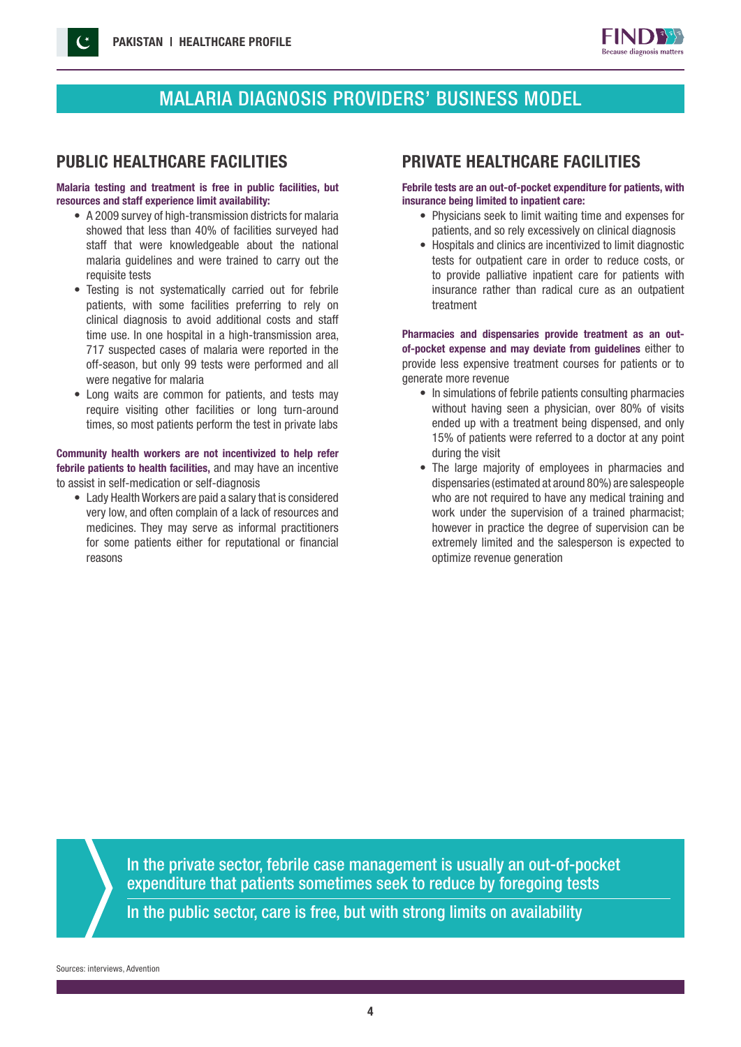# MALARIA DIAGNOSIS PROVIDERS' BUSINESS MODEL

## PUBLIC HEALTHCARE FACILITIES

**Malaria testing and treatment is free in public facilities, but resources and staff experience limit availability:**

- A 2009 survey of high-transmission districts for malaria showed that less than 40% of facilities surveyed had staff that were knowledgeable about the national malaria guidelines and were trained to carry out the requisite tests
- Testing is not systematically carried out for febrile patients, with some facilities preferring to rely on clinical diagnosis to avoid additional costs and staff time use. In one hospital in a high-transmission area, 717 suspected cases of malaria were reported in the off-season, but only 99 tests were performed and all were negative for malaria
- Long waits are common for patients, and tests may require visiting other facilities or long turn-around times, so most patients perform the test in private labs

**Community health workers are not incentivized to help refer febrile patients to health facilities,** and may have an incentive to assist in self-medication or self-diagnosis

- Lady Health Workers are paid a salary that is considered very low, and often complain of a lack of resources and medicines. They may serve as informal practitioners for some patients either for reputational or financial reasons

## PRIVATE HEALTHCARE FACILITIES

**Febrile tests are an out-of-pocket expenditure for patients, with insurance being limited to inpatient care:**

- Physicians seek to limit waiting time and expenses for patients, and so rely excessively on clinical diagnosis
- Hospitals and clinics are incentivized to limit diagnostic tests for outpatient care in order to reduce costs, or to provide palliative inpatient care for patients with insurance rather than radical cure as an outpatient treatment

**Pharmacies and dispensaries provide treatment as an out-of-pocket expense and may deviate from guidelines** either to provide less expensive treatment courses for patients or to generate more revenue

- In simulations of febrile patients consulting pharmacies without having seen a physician, over 80% of visits ended up with a treatment being dispensed, and only 15% of patients were referred to a doctor at any point during the visit
- The large majority of employees in pharmacies and dispensaries (estimated at around 80%) are salespeople who are not required to have any medical training and work under the supervision of a trained pharmacist; however in practice the degree of supervision can be extremely limited and the salesperson is expected to optimize revenue generation

In the private sector, febrile case management is usually an out-of-pocket expenditure that patients sometimes seek to reduce by foregoing tests

In the public sector, care is free, but with strong limits on availability

Sources: interviews, Advention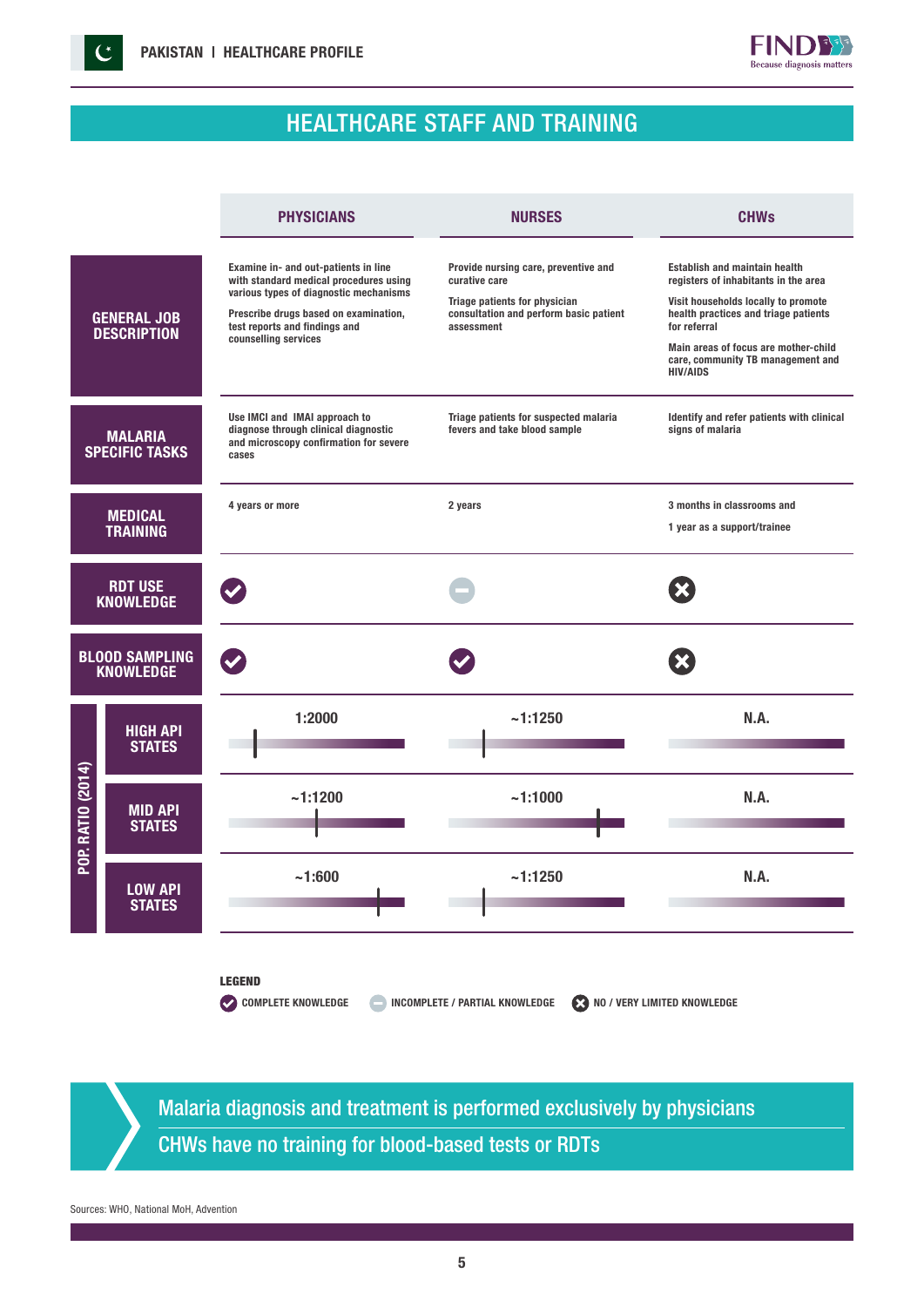## HEALTHCARE STAFF AND TRAINING

| | PHYSICIANS | NURSES | CHWs |
|---|---|---|---|
| **GENERAL JOB DESCRIPTION** | Examine in- and out-patients in line with standard medical procedures using various types of diagnostic mechanisms<br><br>Prescribe drugs based on examination, test reports and findings and counselling services | Provide nursing care, preventive and curative care<br><br>Triage patients for physician consultation and perform basic patient assessment | Establish and maintain health registers of inhabitants in the area<br><br>Visit households locally to promote health practices and triage patients for referral<br><br>Main areas of focus are mother-child care, community TB management and HIV/AIDS |
| **MALARIA SPECIFIC TASKS** | Use IMCI and IMAI approach to diagnose through clinical diagnostic and microscopy confirmation for severe cases | Triage patients for suspected malaria fevers and take blood sample | Identify and refer patients with clinical signs of malaria |
| **MEDICAL TRAINING** | 4 years or more | 2 years | 3 months in classrooms and<br><br>1 year as a support/trainee |
| **RDT USE KNOWLEDGE** | Complete knowledge | Incomplete / partial knowledge | No / very limited knowledge |
| **BLOOD SAMPLING KNOWLEDGE** | Complete knowledge | Complete knowledge | No / very limited knowledge |
| **POP. RATIO (2014) – HIGH API STATES** | 1:2000 | ~1:1250 | N.A. |
| **POP. RATIO (2014) – MID API STATES** | ~1:1200 | ~1:1000 | N.A. |
| **POP. RATIO (2014) – LOW API STATES** | ~1:600 | ~1:1250 | N.A. |

**LEGEND**

COMPLETE KNOWLEDGE — INCOMPLETE / PARTIAL KNOWLEDGE — NO / VERY LIMITED KNOWLEDGE

Malaria diagnosis and treatment is performed exclusively by physicians

CHWs have no training for blood-based tests or RDTs

Sources: WHO, National MoH, Advention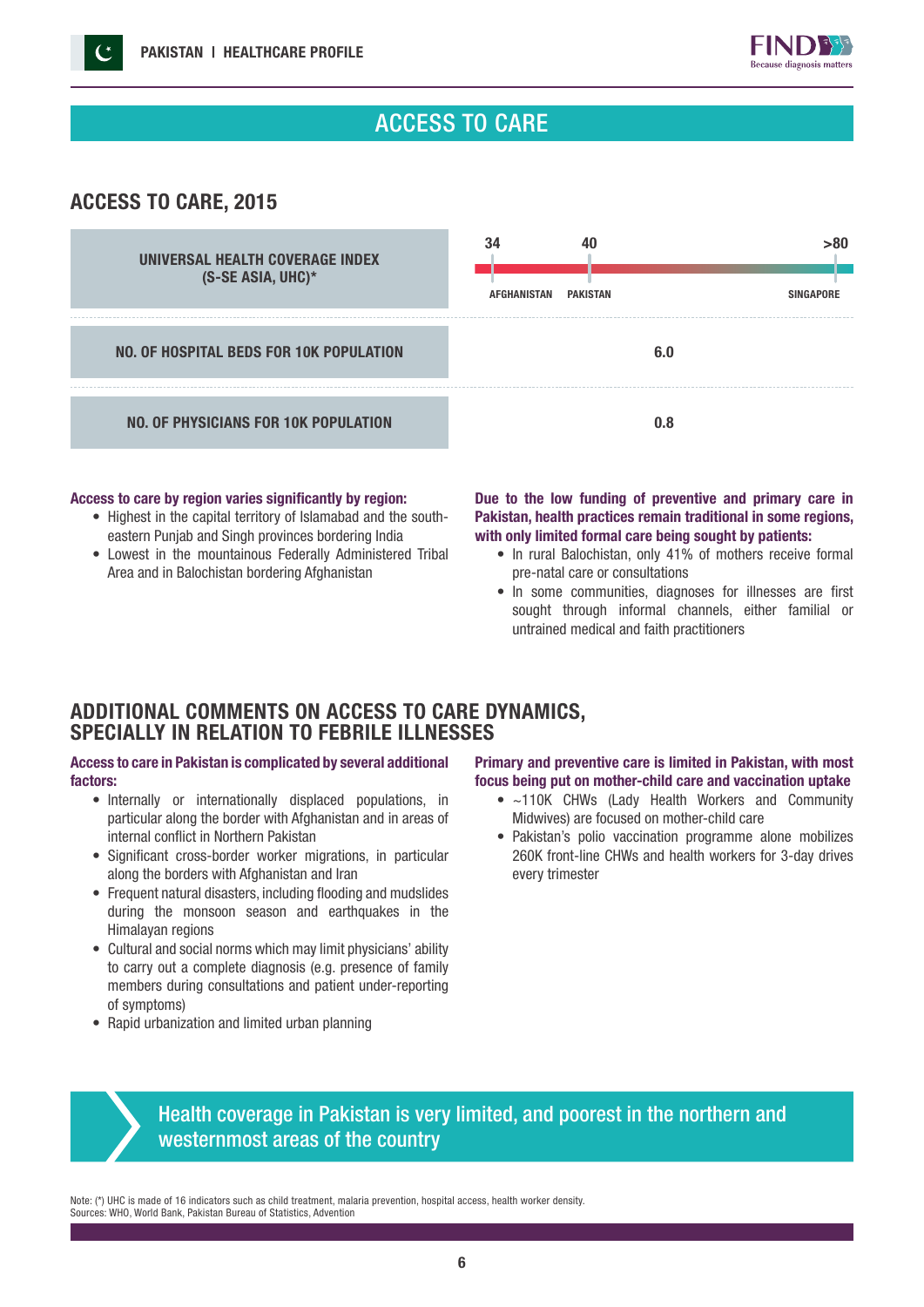# ACCESS TO CARE

## ACCESS TO CARE, 2015

**UNIVERSAL HEALTH COVERAGE INDEX (S-SE ASIA, UHC)***

34 AFGHANISTAN
40 PAKISTAN
>80 SINGAPORE

| | |
|---|---|
| **NO. OF HOSPITAL BEDS FOR 10K POPULATION** | **6.0** |
| **NO. OF PHYSICIANS FOR 10K POPULATION** | **0.8** |

**Access to care by region varies significantly by region:**

- Highest in the capital territory of Islamabad and the south-eastern Punjab and Singh provinces bordering India
- Lowest in the mountainous Federally Administered Tribal Area and in Balochistan bordering Afghanistan

**Due to the low funding of preventive and primary care in Pakistan, health practices remain traditional in some regions, with only limited formal care being sought by patients:**

- In rural Balochistan, only 41% of mothers receive formal pre-natal care or consultations
- In some communities, diagnoses for illnesses are first sought through informal channels, either familial or untrained medical and faith practitioners

## ADDITIONAL COMMENTS ON ACCESS TO CARE DYNAMICS, SPECIALLY IN RELATION TO FEBRILE ILLNESSES

**Access to care in Pakistan is complicated by several additional factors:**

- Internally or internationally displaced populations, in particular along the border with Afghanistan and in areas of internal conflict in Northern Pakistan
- Significant cross-border worker migrations, in particular along the borders with Afghanistan and Iran
- Frequent natural disasters, including flooding and mudslides during the monsoon season and earthquakes in the Himalayan regions
- Cultural and social norms which may limit physicians' ability to carry out a complete diagnosis (e.g. presence of family members during consultations and patient under-reporting of symptoms)
- Rapid urbanization and limited urban planning

**Primary and preventive care is limited in Pakistan, with most focus being put on mother-child care and vaccination uptake**

- ~110K CHWs (Lady Health Workers and Community Midwives) are focused on mother-child care
- Pakistan's polio vaccination programme alone mobilizes 260K front-line CHWs and health workers for 3-day drives every trimester

**Health coverage in Pakistan is very limited, and poorest in the northern and westernmost areas of the country**

Note: (*) UHC is made of 16 indicators such as child treatment, malaria prevention, hospital access, health worker density.
Sources: WHO, World Bank, Pakistan Bureau of Statistics, Advention